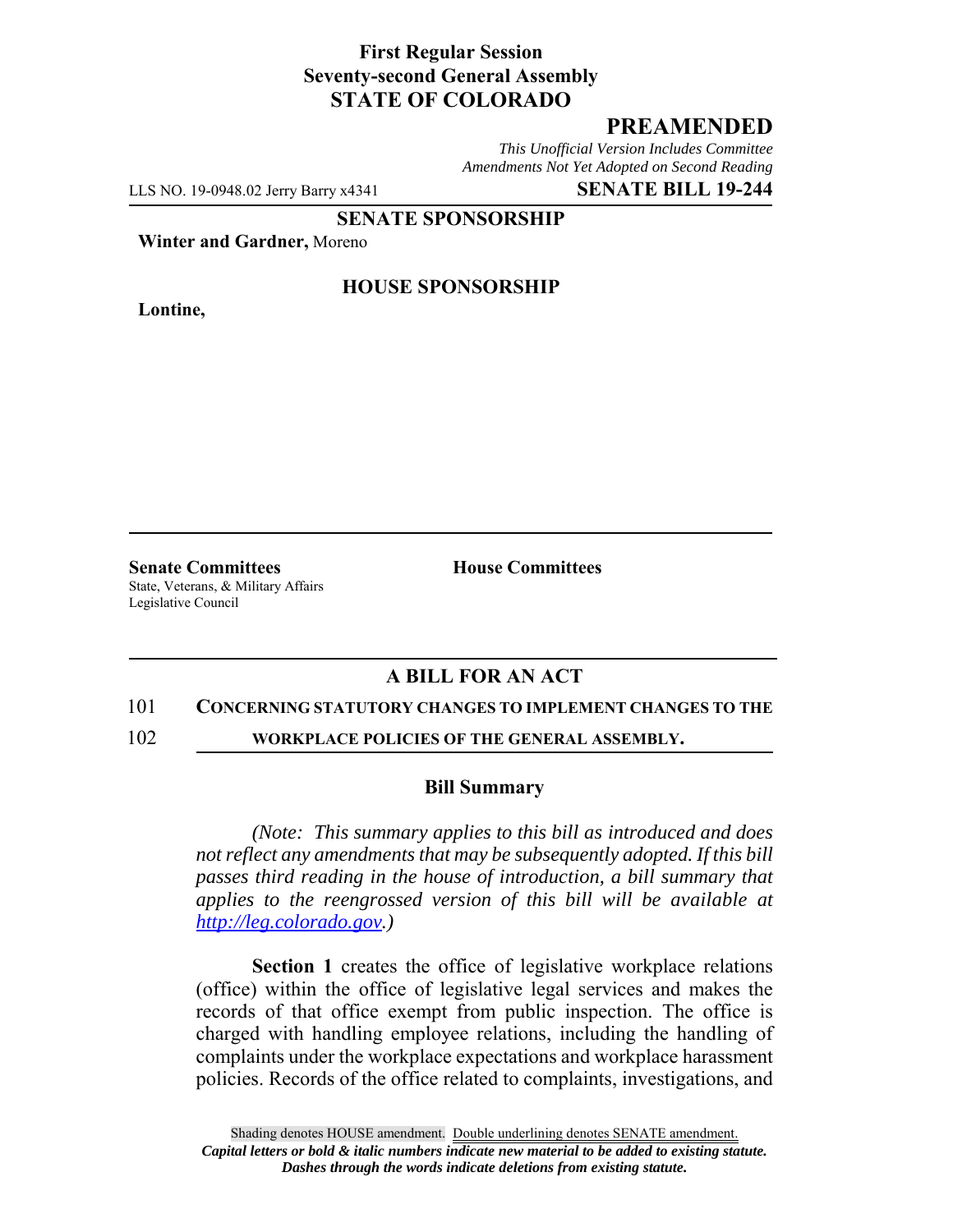**First Regular Session**
**Seventy-second General Assembly**
**STATE OF COLORADO**

# PREAMENDED

*This Unofficial Version Includes Committee Amendments Not Yet Adopted on Second Reading*

LLS NO. 19-0948.02 Jerry Barry x4341 **SENATE BILL 19-244**

**SENATE SPONSORSHIP**

**Winter and Gardner,** Moreno

**HOUSE SPONSORSHIP**

**Lontine,**

**Senate Committees**
State, Veterans, & Military Affairs
Legislative Council

**House Committees**

## A BILL FOR AN ACT

101 **CONCERNING STATUTORY CHANGES TO IMPLEMENT CHANGES TO THE**
102 **WORKPLACE POLICIES OF THE GENERAL ASSEMBLY.**

### Bill Summary

*(Note: This summary applies to this bill as introduced and does not reflect any amendments that may be subsequently adopted. If this bill passes third reading in the house of introduction, a bill summary that applies to the reengrossed version of this bill will be available at http://leg.colorado.gov.)*

**Section 1** creates the office of legislative workplace relations (office) within the office of legislative legal services and makes the records of that office exempt from public inspection. The office is charged with handling employee relations, including the handling of complaints under the workplace expectations and workplace harassment policies. Records of the office related to complaints, investigations, and

Shading denotes HOUSE amendment. Double underlining denotes SENATE amendment.
*Capital letters or bold & italic numbers indicate new material to be added to existing statute.*
*Dashes through the words indicate deletions from existing statute.*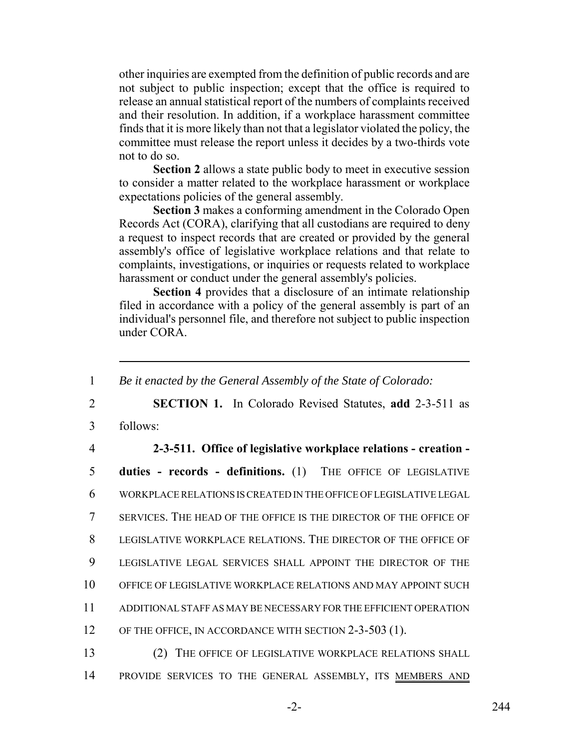other inquiries are exempted from the definition of public records and are not subject to public inspection; except that the office is required to release an annual statistical report of the numbers of complaints received and their resolution. In addition, if a workplace harassment committee finds that it is more likely than not that a legislator violated the policy, the committee must release the report unless it decides by a two-thirds vote not to do so.

**Section 2** allows a state public body to meet in executive session to consider a matter related to the workplace harassment or workplace expectations policies of the general assembly.

**Section 3** makes a conforming amendment in the Colorado Open Records Act (CORA), clarifying that all custodians are required to deny a request to inspect records that are created or provided by the general assembly's office of legislative workplace relations and that relate to complaints, investigations, or inquiries or requests related to workplace harassment or conduct under the general assembly's policies.

**Section 4** provides that a disclosure of an intimate relationship filed in accordance with a policy of the general assembly is part of an individual's personnel file, and therefore not subject to public inspection under CORA.

---

1 *Be it enacted by the General Assembly of the State of Colorado:*

2 **SECTION 1.** In Colorado Revised Statutes, **add** 2-3-511 as
3 follows:

4 **2-3-511. Office of legislative workplace relations - creation -**
5 **duties - records - definitions.** (1) THE OFFICE OF LEGISLATIVE
6 WORKPLACE RELATIONS IS CREATED IN THE OFFICE OF LEGISLATIVE LEGAL
7 SERVICES. THE HEAD OF THE OFFICE IS THE DIRECTOR OF THE OFFICE OF
8 LEGISLATIVE WORKPLACE RELATIONS. THE DIRECTOR OF THE OFFICE OF
9 LEGISLATIVE LEGAL SERVICES SHALL APPOINT THE DIRECTOR OF THE
10 OFFICE OF LEGISLATIVE WORKPLACE RELATIONS AND MAY APPOINT SUCH
11 ADDITIONAL STAFF AS MAY BE NECESSARY FOR THE EFFICIENT OPERATION
12 OF THE OFFICE, IN ACCORDANCE WITH SECTION 2-3-503 (1).

13 (2) THE OFFICE OF LEGISLATIVE WORKPLACE RELATIONS SHALL
14 PROVIDE SERVICES TO THE GENERAL ASSEMBLY, ITS MEMBERS AND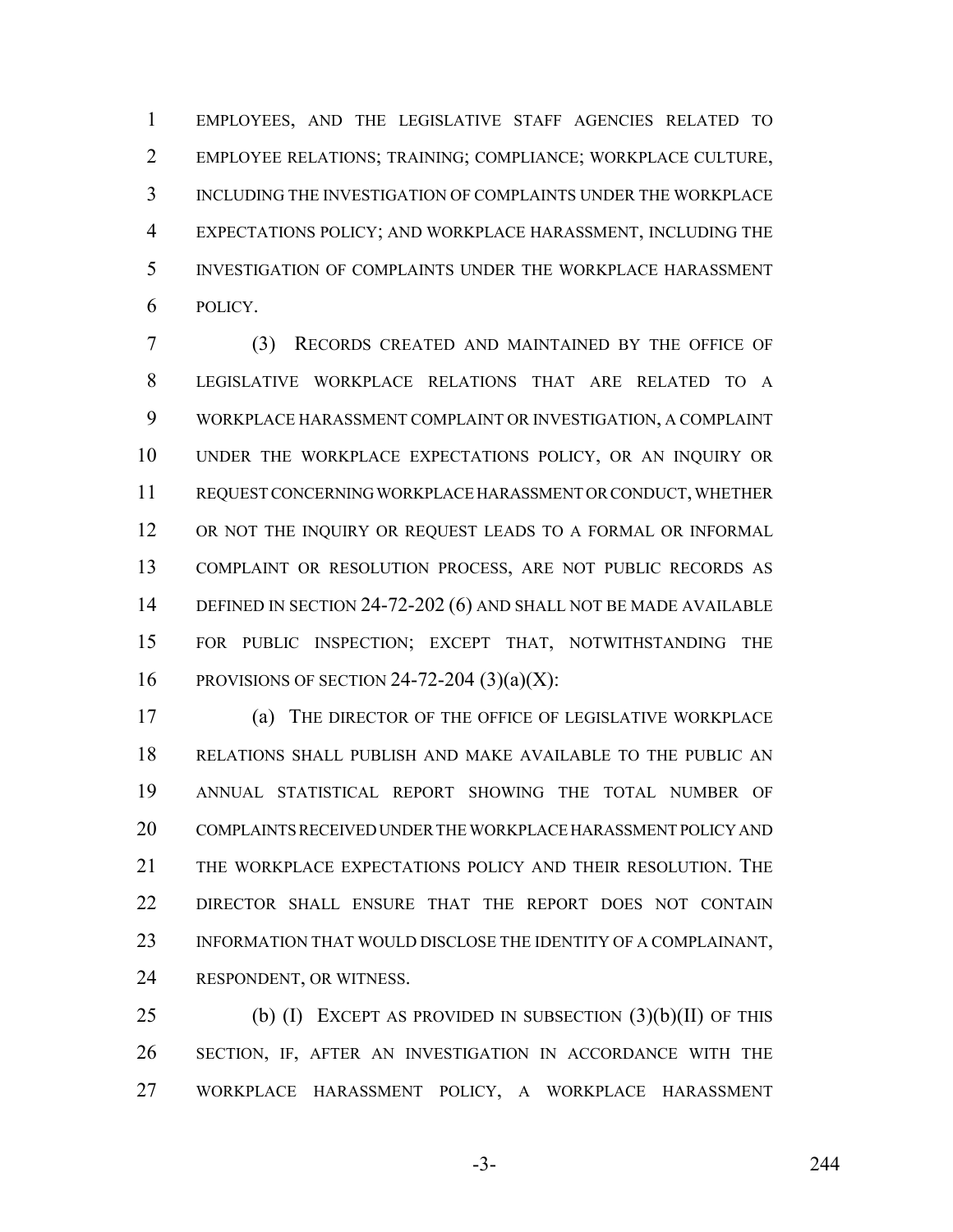EMPLOYEES, AND THE LEGISLATIVE STAFF AGENCIES RELATED TO EMPLOYEE RELATIONS; TRAINING; COMPLIANCE; WORKPLACE CULTURE, INCLUDING THE INVESTIGATION OF COMPLAINTS UNDER THE WORKPLACE EXPECTATIONS POLICY; AND WORKPLACE HARASSMENT, INCLUDING THE INVESTIGATION OF COMPLAINTS UNDER THE WORKPLACE HARASSMENT POLICY.

(3) RECORDS CREATED AND MAINTAINED BY THE OFFICE OF LEGISLATIVE WORKPLACE RELATIONS THAT ARE RELATED TO A WORKPLACE HARASSMENT COMPLAINT OR INVESTIGATION, A COMPLAINT UNDER THE WORKPLACE EXPECTATIONS POLICY, OR AN INQUIRY OR REQUEST CONCERNING WORKPLACE HARASSMENT OR CONDUCT, WHETHER OR NOT THE INQUIRY OR REQUEST LEADS TO A FORMAL OR INFORMAL COMPLAINT OR RESOLUTION PROCESS, ARE NOT PUBLIC RECORDS AS DEFINED IN SECTION 24-72-202 (6) AND SHALL NOT BE MADE AVAILABLE FOR PUBLIC INSPECTION; EXCEPT THAT, NOTWITHSTANDING THE PROVISIONS OF SECTION 24-72-204 (3)(a)(X):

(a) THE DIRECTOR OF THE OFFICE OF LEGISLATIVE WORKPLACE RELATIONS SHALL PUBLISH AND MAKE AVAILABLE TO THE PUBLIC AN ANNUAL STATISTICAL REPORT SHOWING THE TOTAL NUMBER OF COMPLAINTS RECEIVED UNDER THE WORKPLACE HARASSMENT POLICY AND THE WORKPLACE EXPECTATIONS POLICY AND THEIR RESOLUTION. THE DIRECTOR SHALL ENSURE THAT THE REPORT DOES NOT CONTAIN INFORMATION THAT WOULD DISCLOSE THE IDENTITY OF A COMPLAINANT, RESPONDENT, OR WITNESS.

(b) (I) EXCEPT AS PROVIDED IN SUBSECTION (3)(b)(II) OF THIS SECTION, IF, AFTER AN INVESTIGATION IN ACCORDANCE WITH THE WORKPLACE HARASSMENT POLICY, A WORKPLACE HARASSMENT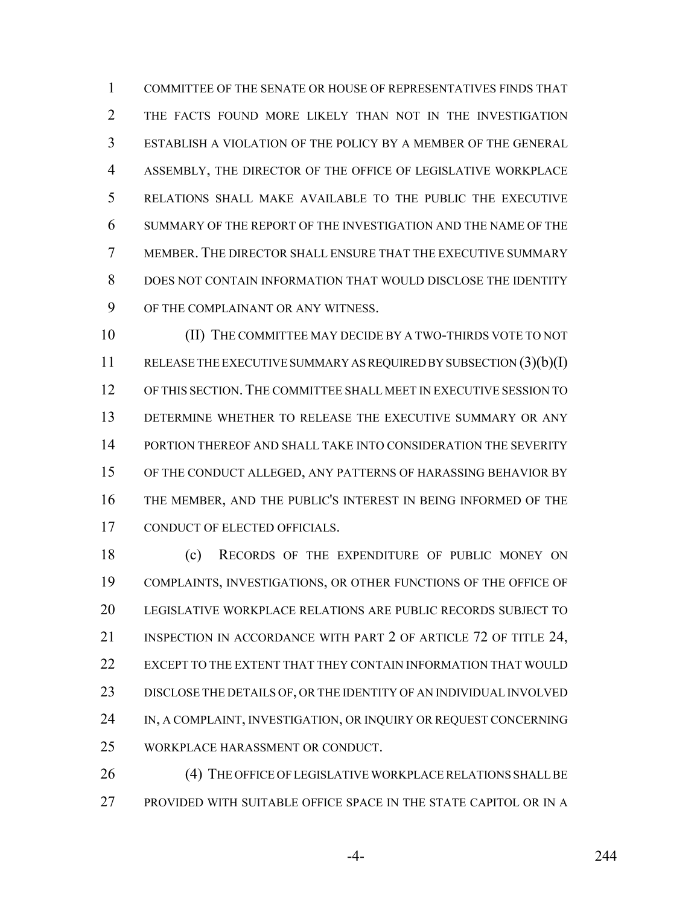COMMITTEE OF THE SENATE OR HOUSE OF REPRESENTATIVES FINDS THAT THE FACTS FOUND MORE LIKELY THAN NOT IN THE INVESTIGATION ESTABLISH A VIOLATION OF THE POLICY BY A MEMBER OF THE GENERAL ASSEMBLY, THE DIRECTOR OF THE OFFICE OF LEGISLATIVE WORKPLACE RELATIONS SHALL MAKE AVAILABLE TO THE PUBLIC THE EXECUTIVE SUMMARY OF THE REPORT OF THE INVESTIGATION AND THE NAME OF THE MEMBER. THE DIRECTOR SHALL ENSURE THAT THE EXECUTIVE SUMMARY DOES NOT CONTAIN INFORMATION THAT WOULD DISCLOSE THE IDENTITY OF THE COMPLAINANT OR ANY WITNESS.

(II) THE COMMITTEE MAY DECIDE BY A TWO-THIRDS VOTE TO NOT RELEASE THE EXECUTIVE SUMMARY AS REQUIRED BY SUBSECTION (3)(b)(I) OF THIS SECTION. THE COMMITTEE SHALL MEET IN EXECUTIVE SESSION TO DETERMINE WHETHER TO RELEASE THE EXECUTIVE SUMMARY OR ANY PORTION THEREOF AND SHALL TAKE INTO CONSIDERATION THE SEVERITY OF THE CONDUCT ALLEGED, ANY PATTERNS OF HARASSING BEHAVIOR BY THE MEMBER, AND THE PUBLIC'S INTEREST IN BEING INFORMED OF THE CONDUCT OF ELECTED OFFICIALS.

(c) RECORDS OF THE EXPENDITURE OF PUBLIC MONEY ON COMPLAINTS, INVESTIGATIONS, OR OTHER FUNCTIONS OF THE OFFICE OF LEGISLATIVE WORKPLACE RELATIONS ARE PUBLIC RECORDS SUBJECT TO INSPECTION IN ACCORDANCE WITH PART 2 OF ARTICLE 72 OF TITLE 24, EXCEPT TO THE EXTENT THAT THEY CONTAIN INFORMATION THAT WOULD DISCLOSE THE DETAILS OF, OR THE IDENTITY OF AN INDIVIDUAL INVOLVED IN, A COMPLAINT, INVESTIGATION, OR INQUIRY OR REQUEST CONCERNING WORKPLACE HARASSMENT OR CONDUCT.

(4) THE OFFICE OF LEGISLATIVE WORKPLACE RELATIONS SHALL BE PROVIDED WITH SUITABLE OFFICE SPACE IN THE STATE CAPITOL OR IN A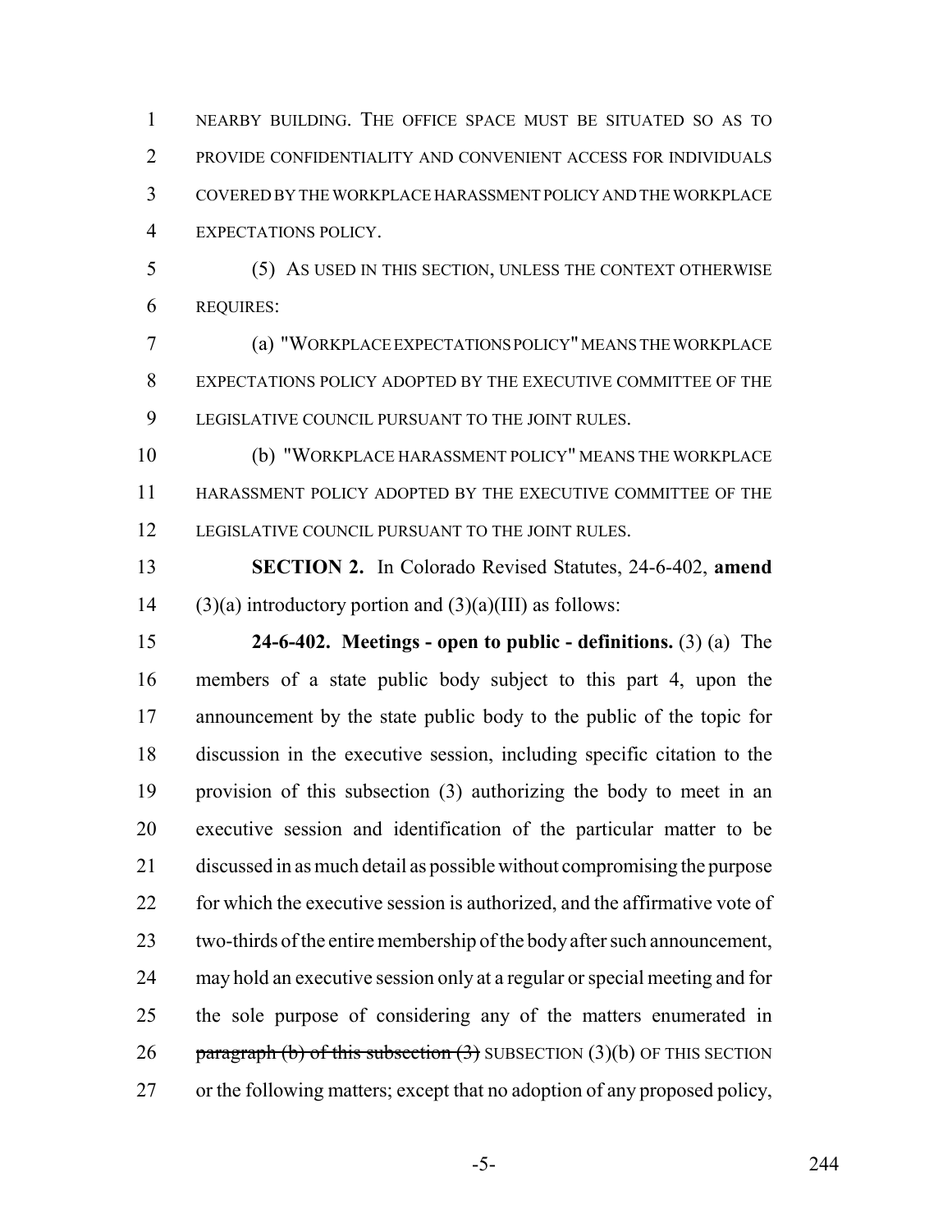NEARBY BUILDING. THE OFFICE SPACE MUST BE SITUATED SO AS TO PROVIDE CONFIDENTIALITY AND CONVENIENT ACCESS FOR INDIVIDUALS COVERED BY THE WORKPLACE HARASSMENT POLICY AND THE WORKPLACE EXPECTATIONS POLICY.

(5) AS USED IN THIS SECTION, UNLESS THE CONTEXT OTHERWISE REQUIRES:

(a) "WORKPLACE EXPECTATIONS POLICY" MEANS THE WORKPLACE EXPECTATIONS POLICY ADOPTED BY THE EXECUTIVE COMMITTEE OF THE LEGISLATIVE COUNCIL PURSUANT TO THE JOINT RULES.

(b) "WORKPLACE HARASSMENT POLICY" MEANS THE WORKPLACE HARASSMENT POLICY ADOPTED BY THE EXECUTIVE COMMITTEE OF THE LEGISLATIVE COUNCIL PURSUANT TO THE JOINT RULES.

**SECTION 2.** In Colorado Revised Statutes, 24-6-402, **amend** (3)(a) introductory portion and (3)(a)(III) as follows:

**24-6-402. Meetings - open to public - definitions.** (3) (a) The members of a state public body subject to this part 4, upon the announcement by the state public body to the public of the topic for discussion in the executive session, including specific citation to the provision of this subsection (3) authorizing the body to meet in an executive session and identification of the particular matter to be discussed in as much detail as possible without compromising the purpose for which the executive session is authorized, and the affirmative vote of two-thirds of the entire membership of the body after such announcement, may hold an executive session only at a regular or special meeting and for the sole purpose of considering any of the matters enumerated in ~~paragraph (b) of this subsection (3)~~ SUBSECTION (3)(b) OF THIS SECTION or the following matters; except that no adoption of any proposed policy,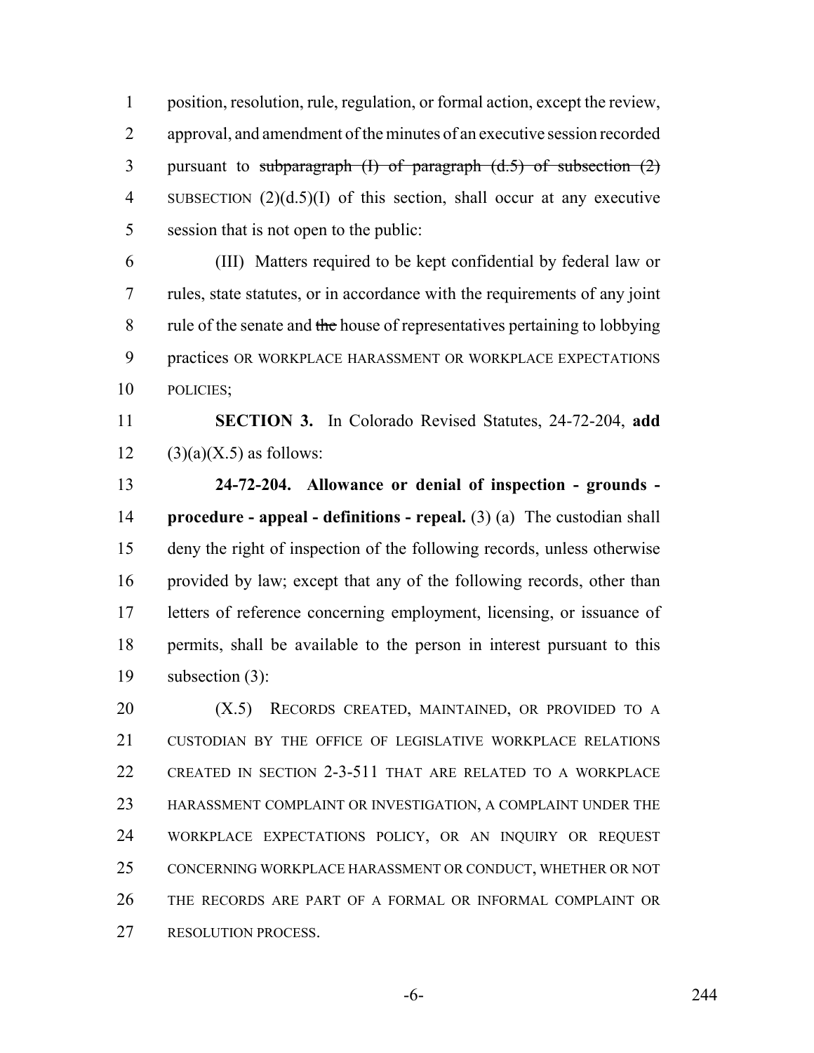position, resolution, rule, regulation, or formal action, except the review, approval, and amendment of the minutes of an executive session recorded pursuant to ~~subparagraph (I) of paragraph (d.5) of subsection (2)~~ SUBSECTION (2)(d.5)(I) of this section, shall occur at any executive session that is not open to the public:

(III) Matters required to be kept confidential by federal law or rules, state statutes, or in accordance with the requirements of any joint rule of the senate and ~~the~~ house of representatives pertaining to lobbying practices OR WORKPLACE HARASSMENT OR WORKPLACE EXPECTATIONS POLICIES;

**SECTION 3.** In Colorado Revised Statutes, 24-72-204, **add** (3)(a)(X.5) as follows:

**24-72-204. Allowance or denial of inspection - grounds - procedure - appeal - definitions - repeal.** (3) (a) The custodian shall deny the right of inspection of the following records, unless otherwise provided by law; except that any of the following records, other than letters of reference concerning employment, licensing, or issuance of permits, shall be available to the person in interest pursuant to this subsection (3):

(X.5) RECORDS CREATED, MAINTAINED, OR PROVIDED TO A CUSTODIAN BY THE OFFICE OF LEGISLATIVE WORKPLACE RELATIONS CREATED IN SECTION 2-3-511 THAT ARE RELATED TO A WORKPLACE HARASSMENT COMPLAINT OR INVESTIGATION, A COMPLAINT UNDER THE WORKPLACE EXPECTATIONS POLICY, OR AN INQUIRY OR REQUEST CONCERNING WORKPLACE HARASSMENT OR CONDUCT, WHETHER OR NOT THE RECORDS ARE PART OF A FORMAL OR INFORMAL COMPLAINT OR RESOLUTION PROCESS.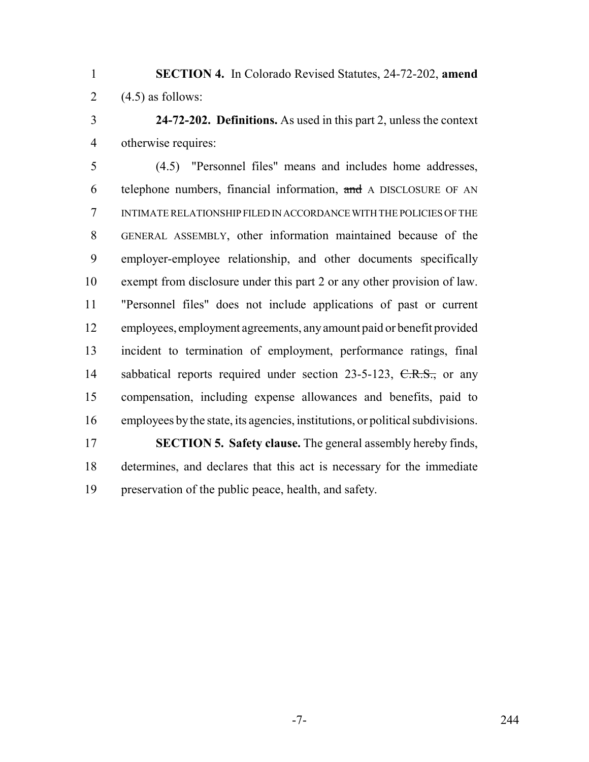**SECTION 4.** In Colorado Revised Statutes, 24-72-202, **amend** (4.5) as follows:

**24-72-202. Definitions.** As used in this part 2, unless the context otherwise requires:

(4.5) "Personnel files" means and includes home addresses, telephone numbers, financial information, ~~and~~ A DISCLOSURE OF AN INTIMATE RELATIONSHIP FILED IN ACCORDANCE WITH THE POLICIES OF THE GENERAL ASSEMBLY, other information maintained because of the employer-employee relationship, and other documents specifically exempt from disclosure under this part 2 or any other provision of law. "Personnel files" does not include applications of past or current employees, employment agreements, any amount paid or benefit provided incident to termination of employment, performance ratings, final sabbatical reports required under section 23-5-123, ~~C.R.S.,~~ or any compensation, including expense allowances and benefits, paid to employees by the state, its agencies, institutions, or political subdivisions.

**SECTION 5. Safety clause.** The general assembly hereby finds, determines, and declares that this act is necessary for the immediate preservation of the public peace, health, and safety.